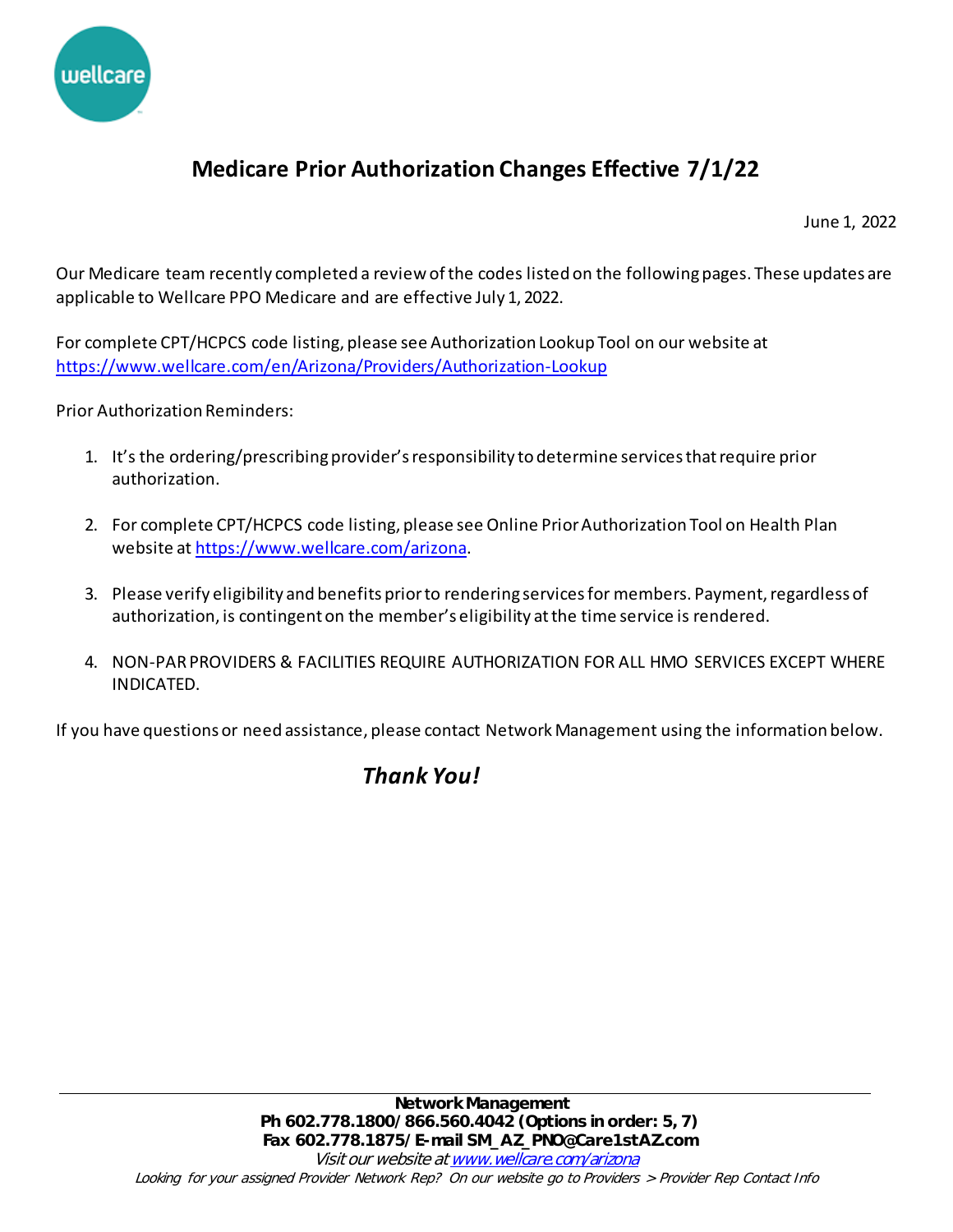# Medicare Prior Authorization Changes Effective 7/1/22

June 1, 2022

Our Medicare team recently completed a review of the codes listed on the following pages. These updates are applicable to Wellcare PPO Medicare and are effective July 1, 2022.

For complete CPT/HCPCS code listing, please see Authorization Lookup Tool on our website at https://www.wellcare.com/en/Arizona/Providers/Authorization-Lookup

Prior Authorization Reminders:

1. It's the ordering/prescribing provider's responsibility to determine services that require prior authorization.
2. For complete CPT/HCPCS code listing, please see Online Prior Authorization Tool on Health Plan website at https://www.wellcare.com/arizona.
3. Please verify eligibility and benefits prior to rendering services for members. Payment, regardless of authorization, is contingent on the member's eligibility at the time service is rendered.
4. NON-PAR PROVIDERS & FACILITIES REQUIRE AUTHORIZATION FOR ALL HMO SERVICES EXCEPT WHERE INDICATED.

If you have questions or need assistance, please contact Network Management using the information below.

***Thank You!***

---

**Network Management**
**Ph 602.778.1800/ 866.560.4042 (Options in order: 5, 7)**
**Fax 602.778.1875/ E-mail SM_AZ_PNO@Care1stAZ.com**
*Visit our website at www.wellcare.com/arizona*
*Looking for your assigned Provider Network Rep? On our website go to Providers > Provider Rep Contact Info*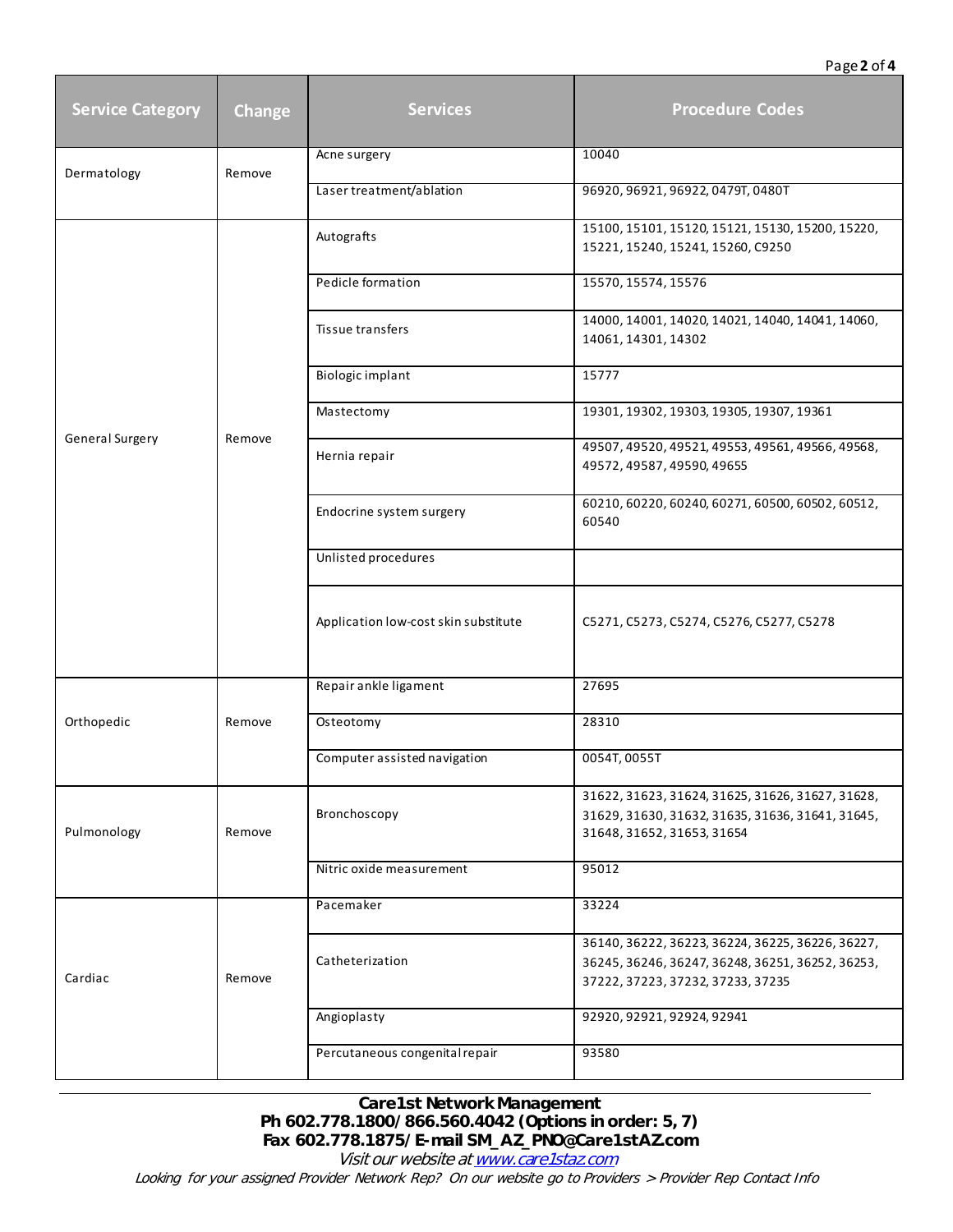| Service Category | Change | Services | Procedure Codes |
|---|---|---|---|
| Dermatology | Remove | Acne surgery | 10040 |
| | | Laser treatment/ablation | 96920, 96921, 96922, 0479T, 0480T |
| General Surgery | Remove | Autografts | 15100, 15101, 15120, 15121, 15130, 15200, 15220, 15221, 15240, 15241, 15260, C9250 |
| | | Pedicle formation | 15570, 15574, 15576 |
| | | Tissue transfers | 14000, 14001, 14020, 14021, 14040, 14041, 14060, 14061, 14301, 14302 |
| | | Biologic implant | 15777 |
| | | Mastectomy | 19301, 19302, 19303, 19305, 19307, 19361 |
| | | Hernia repair | 49507, 49520, 49521, 49553, 49561, 49566, 49568, 49572, 49587, 49590, 49655 |
| | | Endocrine system surgery | 60210, 60220, 60240, 60271, 60500, 60502, 60512, 60540 |
| | | Unlisted procedures | |
| | | Application low-cost skin substitute | C5271, C5273, C5274, C5276, C5277, C5278 |
| Orthopedic | Remove | Repair ankle ligament | 27695 |
| | | Osteotomy | 28310 |
| | | Computer assisted navigation | 0054T, 0055T |
| Pulmonology | Remove | Bronchoscopy | 31622, 31623, 31624, 31625, 31626, 31627, 31628, 31629, 31630, 31632, 31635, 31636, 31641, 31645, 31648, 31652, 31653, 31654 |
| | | Nitric oxide measurement | 95012 |
| Cardiac | Remove | Pacemaker | 33224 |
| | | Catheterization | 36140, 36222, 36223, 36224, 36225, 36226, 36227, 36245, 36246, 36247, 36248, 36251, 36252, 36253, 37222, 37223, 37232, 37233, 37235 |
| | | Angioplasty | 92920, 92921, 92924, 92941 |
| | | Percutaneous congenital repair | 93580 |

**Care1st Network Management**
**Ph 602.778.1800/866.560.4042 (Options in order: 5, 7)**
**Fax 602.778.1875/E-mail SM_AZ_PNO@Care1stAZ.com**
*Visit our website at www.care1staz.com*
*Looking for your assigned Provider Network Rep? On our website go to Providers > Provider Rep Contact Info*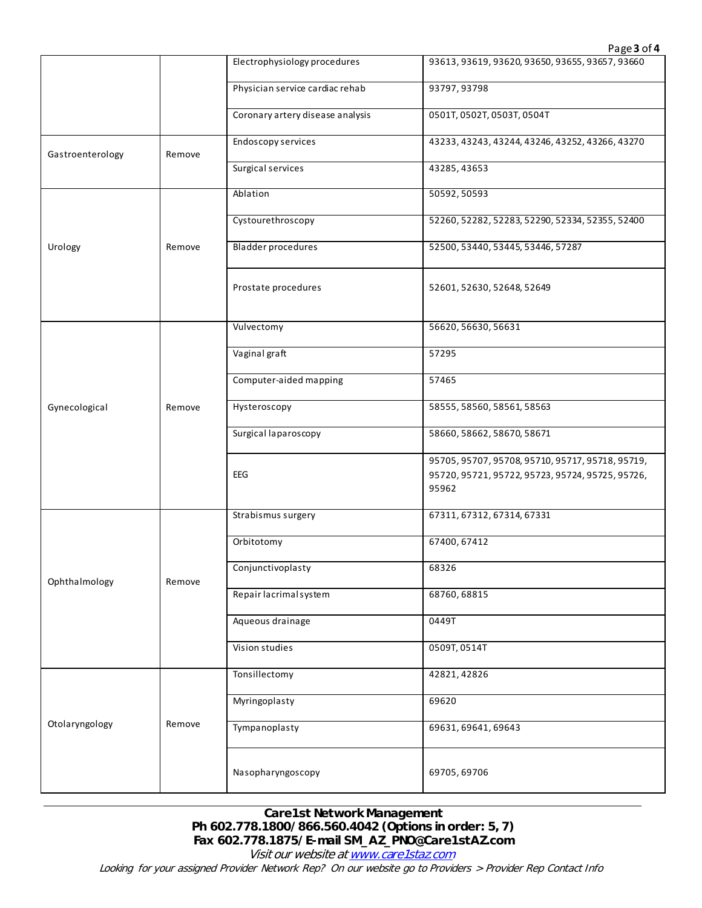| | | | |
|---|---|---|---|
| | | Electrophysiology procedures | 93613, 93619, 93620, 93650, 93655, 93657, 93660 |
| | | Physician service cardiac rehab | 93797, 93798 |
| | | Coronary artery disease analysis | 0501T, 0502T, 0503T, 0504T |
| Gastroenterology | Remove | Endoscopy services | 43233, 43243, 43244, 43246, 43252, 43266, 43270 |
| | | Surgical services | 43285, 43653 |
| Urology | Remove | Ablation | 50592, 50593 |
| | | Cystourethroscopy | 52260, 52282, 52283, 52290, 52334, 52355, 52400 |
| | | Bladder procedures | 52500, 53440, 53445, 53446, 57287 |
| | | Prostate procedures | 52601, 52630, 52648, 52649 |
| Gynecological | Remove | Vulvectomy | 56620, 56630, 56631 |
| | | Vaginal graft | 57295 |
| | | Computer-aided mapping | 57465 |
| | | Hysteroscopy | 58555, 58560, 58561, 58563 |
| | | Surgical laparoscopy | 58660, 58662, 58670, 58671 |
| | | EEG | 95705, 95707, 95708, 95710, 95717, 95718, 95719, 95720, 95721, 95722, 95723, 95724, 95725, 95726, 95962 |
| Ophthalmology | Remove | Strabismus surgery | 67311, 67312, 67314, 67331 |
| | | Orbitotomy | 67400, 67412 |
| | | Conjunctivoplasty | 68326 |
| | | Repair lacrimal system | 68760, 68815 |
| | | Aqueous drainage | 0449T |
| | | Vision studies | 0509T, 0514T |
| Otolaryngology | Remove | Tonsillectomy | 42821, 42826 |
| | | Myringoplasty | 69620 |
| | | Tympanoplasty | 69631, 69641, 69643 |
| | | Nasopharyngoscopy | 69705, 69706 |

**Care1st Network Management**
**Ph 602.778.1800/866.560.4042 (Options in order: 5, 7)**
**Fax 602.778.1875/E-mail SM_AZ_PNO@Care1stAZ.com**
*Visit our website at www.care1staz.com*
*Looking for your assigned Provider Network Rep? On our website go to Providers > Provider Rep Contact Info*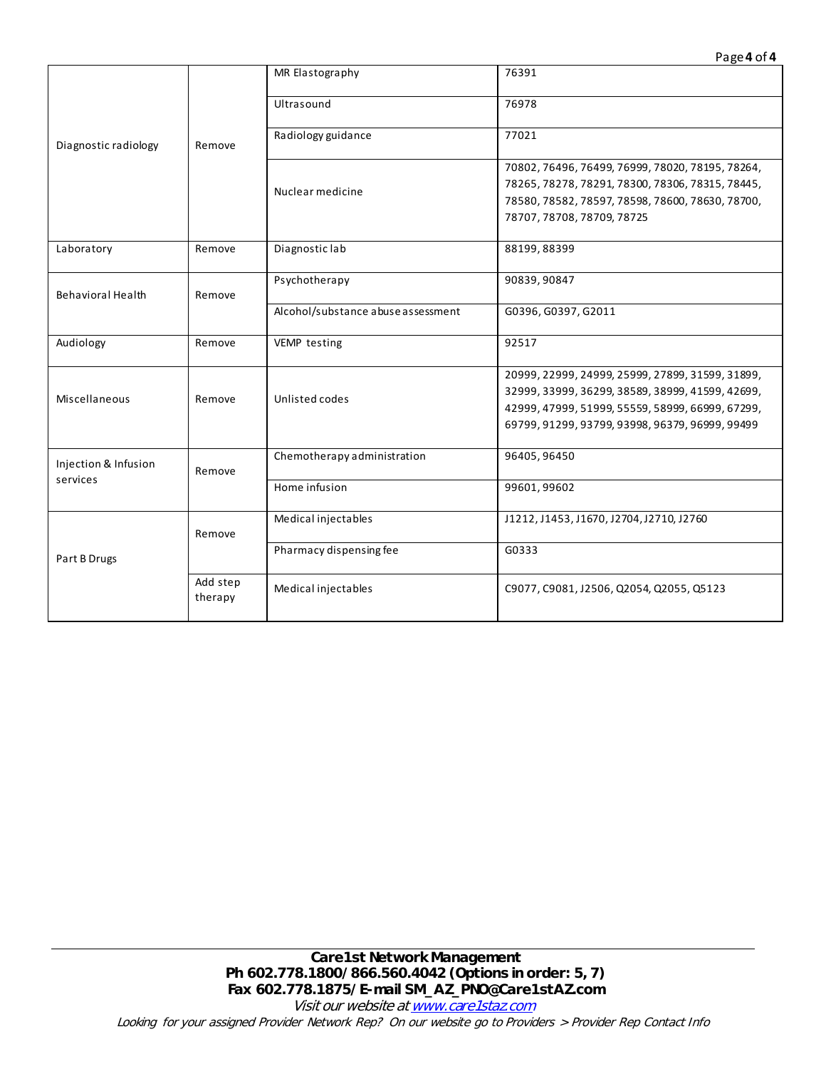| | | | |
|---|---|---|---|
| Diagnostic radiology | Remove | MR Elastography | 76391 |
| | | Ultrasound | 76978 |
| | | Radiology guidance | 77021 |
| | | Nuclear medicine | 70802, 76496, 76499, 76999, 78020, 78195, 78264, 78265, 78278, 78291, 78300, 78306, 78315, 78445, 78580, 78582, 78597, 78598, 78600, 78630, 78700, 78707, 78708, 78709, 78725 |
| Laboratory | Remove | Diagnostic lab | 88199, 88399 |
| Behavioral Health | Remove | Psychotherapy | 90839, 90847 |
| | | Alcohol/substance abuse assessment | G0396, G0397, G2011 |
| Audiology | Remove | VEMP testing | 92517 |
| Miscellaneous | Remove | Unlisted codes | 20999, 22999, 24999, 25999, 27899, 31599, 31899, 32999, 33999, 36299, 38589, 38999, 41599, 42699, 42999, 47999, 51999, 55559, 58999, 66999, 67299, 69799, 91299, 93799, 93998, 96379, 96999, 99499 |
| Injection & Infusion services | Remove | Chemotherapy administration | 96405, 96450 |
| | | Home infusion | 99601, 99602 |
| Part B Drugs | Remove | Medical injectables | J1212, J1453, J1670, J2704, J2710, J2760 |
| | | Pharmacy dispensing fee | G0333 |
| | Add step therapy | Medical injectables | C9077, C9081, J2506, Q2054, Q2055, Q5123 |

**Care1st Network Management**
**Ph 602.778.1800/866.560.4042 (Options in order: 5, 7)**
**Fax 602.778.1875/E-mail SM_AZ_PNO@Care1stAZ.com**
*Visit our website at [www.care1staz.com](http://www.care1staz.com)*
*Looking for your assigned Provider Network Rep? On our website go to Providers > Provider Rep Contact Info*